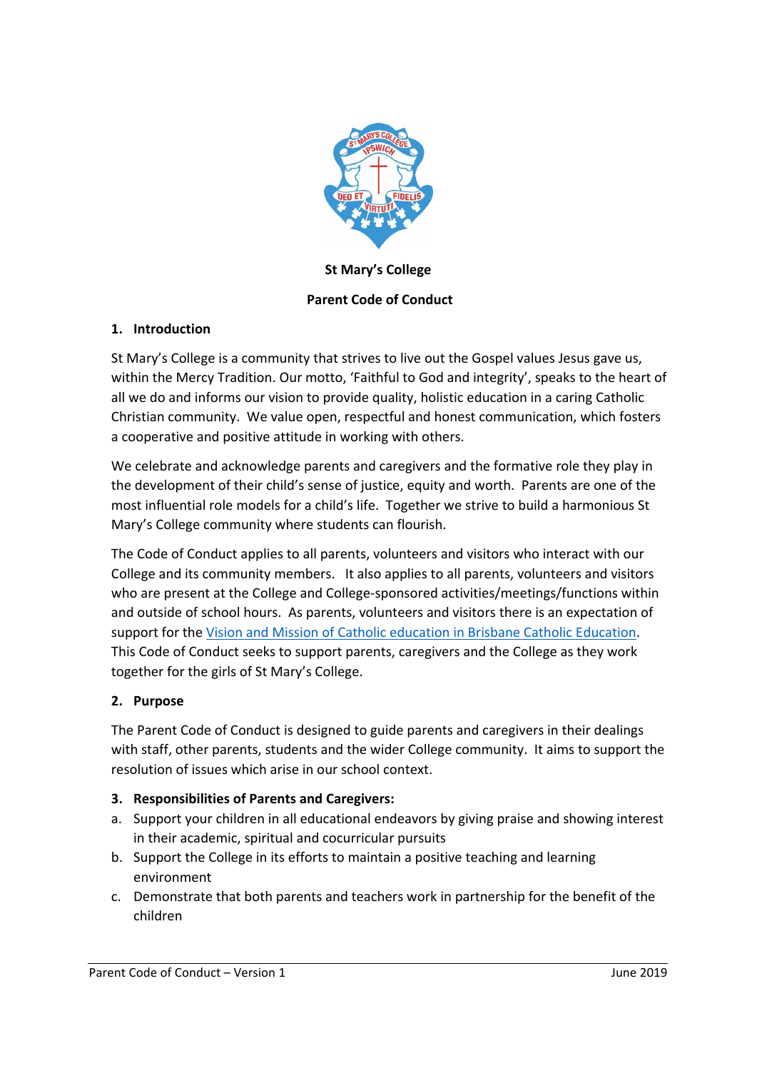**St Mary's College**

**Parent Code of Conduct**

## 1. Introduction

St Mary's College is a community that strives to live out the Gospel values Jesus gave us, within the Mercy Tradition. Our motto, 'Faithful to God and integrity', speaks to the heart of all we do and informs our vision to provide quality, holistic education in a caring Catholic Christian community. We value open, respectful and honest communication, which fosters a cooperative and positive attitude in working with others.

We celebrate and acknowledge parents and caregivers and the formative role they play in the development of their child's sense of justice, equity and worth. Parents are one of the most influential role models for a child's life. Together we strive to build a harmonious St Mary's College community where students can flourish.

The Code of Conduct applies to all parents, volunteers and visitors who interact with our College and its community members. It also applies to all parents, volunteers and visitors who are present at the College and College-sponsored activities/meetings/functions within and outside of school hours. As parents, volunteers and visitors there is an expectation of support for the Vision and Mission of Catholic education in Brisbane Catholic Education. This Code of Conduct seeks to support parents, caregivers and the College as they work together for the girls of St Mary's College.

## 2. Purpose

The Parent Code of Conduct is designed to guide parents and caregivers in their dealings with staff, other parents, students and the wider College community. It aims to support the resolution of issues which arise in our school context.

## 3. Responsibilities of Parents and Caregivers:

a. Support your children in all educational endeavors by giving praise and showing interest in their academic, spiritual and cocurricular pursuits
b. Support the College in its efforts to maintain a positive teaching and learning environment
c. Demonstrate that both parents and teachers work in partnership for the benefit of the children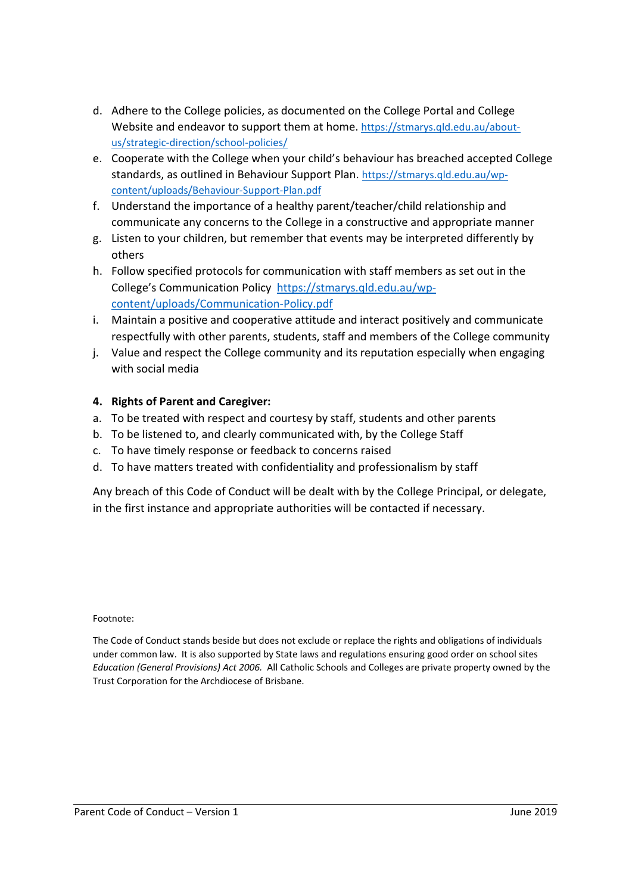d. Adhere to the College policies, as documented on the College Portal and College Website and endeavor to support them at home. https://stmarys.qld.edu.au/about-us/strategic-direction/school-policies/
e. Cooperate with the College when your child's behaviour has breached accepted College standards, as outlined in Behaviour Support Plan. https://stmarys.qld.edu.au/wp-content/uploads/Behaviour-Support-Plan.pdf
f. Understand the importance of a healthy parent/teacher/child relationship and communicate any concerns to the College in a constructive and appropriate manner
g. Listen to your children, but remember that events may be interpreted differently by others
h. Follow specified protocols for communication with staff members as set out in the College's Communication Policy https://stmarys.qld.edu.au/wp-content/uploads/Communication-Policy.pdf
i. Maintain a positive and cooperative attitude and interact positively and communicate respectfully with other parents, students, staff and members of the College community
j. Value and respect the College community and its reputation especially when engaging with social media

**4. Rights of Parent and Caregiver:**

a. To be treated with respect and courtesy by staff, students and other parents
b. To be listened to, and clearly communicated with, by the College Staff
c. To have timely response or feedback to concerns raised
d. To have matters treated with confidentiality and professionalism by staff

Any breach of this Code of Conduct will be dealt with by the College Principal, or delegate, in the first instance and appropriate authorities will be contacted if necessary.

Footnote:

The Code of Conduct stands beside but does not exclude or replace the rights and obligations of individuals under common law. It is also supported by State laws and regulations ensuring good order on school sites *Education (General Provisions) Act 2006.* All Catholic Schools and Colleges are private property owned by the Trust Corporation for the Archdiocese of Brisbane.